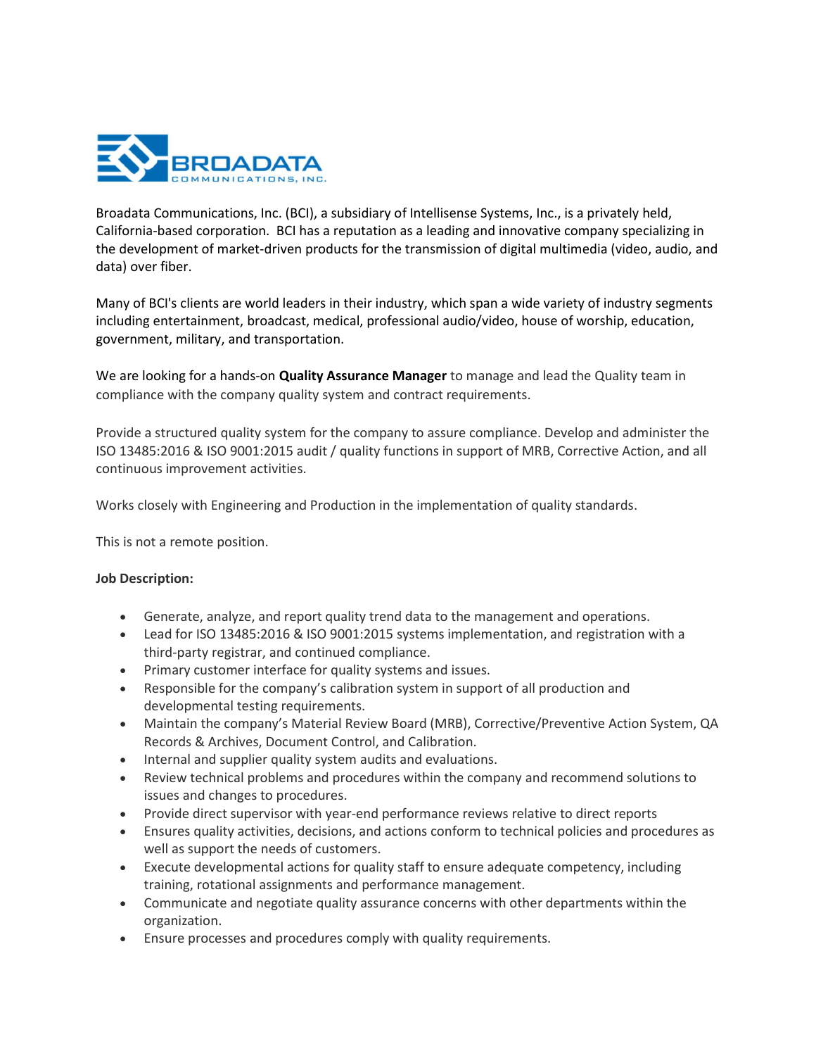Broadata Communications, Inc. (BCI), a subsidiary of Intellisense Systems, Inc., is a privately held, California-based corporation. BCI has a reputation as a leading and innovative company specializing in the development of market-driven products for the transmission of digital multimedia (video, audio, and data) over fiber.

Many of BCI's clients are world leaders in their industry, which span a wide variety of industry segments including entertainment, broadcast, medical, professional audio/video, house of worship, education, government, military, and transportation.

We are looking for a hands-on **Quality Assurance Manager** to manage and lead the Quality team in compliance with the company quality system and contract requirements.

Provide a structured quality system for the company to assure compliance. Develop and administer the ISO 13485:2016 & ISO 9001:2015 audit / quality functions in support of MRB, Corrective Action, and all continuous improvement activities.

Works closely with Engineering and Production in the implementation of quality standards.

This is not a remote position.

**Job Description:**

- Generate, analyze, and report quality trend data to the management and operations.
- Lead for ISO 13485:2016 & ISO 9001:2015 systems implementation, and registration with a third-party registrar, and continued compliance.
- Primary customer interface for quality systems and issues.
- Responsible for the company's calibration system in support of all production and developmental testing requirements.
- Maintain the company's Material Review Board (MRB), Corrective/Preventive Action System, QA Records & Archives, Document Control, and Calibration.
- Internal and supplier quality system audits and evaluations.
- Review technical problems and procedures within the company and recommend solutions to issues and changes to procedures.
- Provide direct supervisor with year-end performance reviews relative to direct reports
- Ensures quality activities, decisions, and actions conform to technical policies and procedures as well as support the needs of customers.
- Execute developmental actions for quality staff to ensure adequate competency, including training, rotational assignments and performance management.
- Communicate and negotiate quality assurance concerns with other departments within the organization.
- Ensure processes and procedures comply with quality requirements.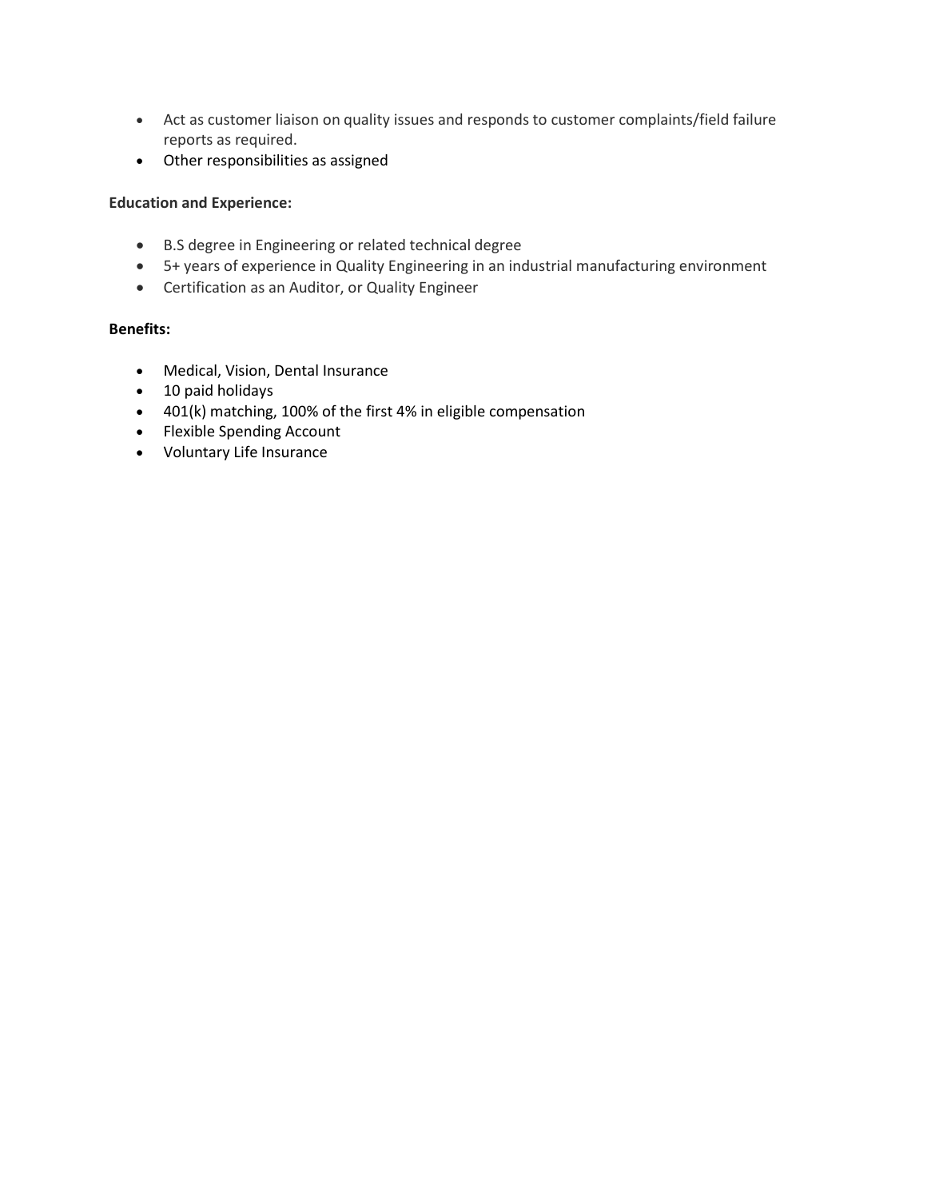- Act as customer liaison on quality issues and responds to customer complaints/field failure reports as required.
- Other responsibilities as assigned

**Education and Experience:**

- B.S degree in Engineering or related technical degree
- 5+ years of experience in Quality Engineering in an industrial manufacturing environment
- Certification as an Auditor, or Quality Engineer

**Benefits:**

- Medical, Vision, Dental Insurance
- 10 paid holidays
- 401(k) matching, 100% of the first 4% in eligible compensation
- Flexible Spending Account
- Voluntary Life Insurance